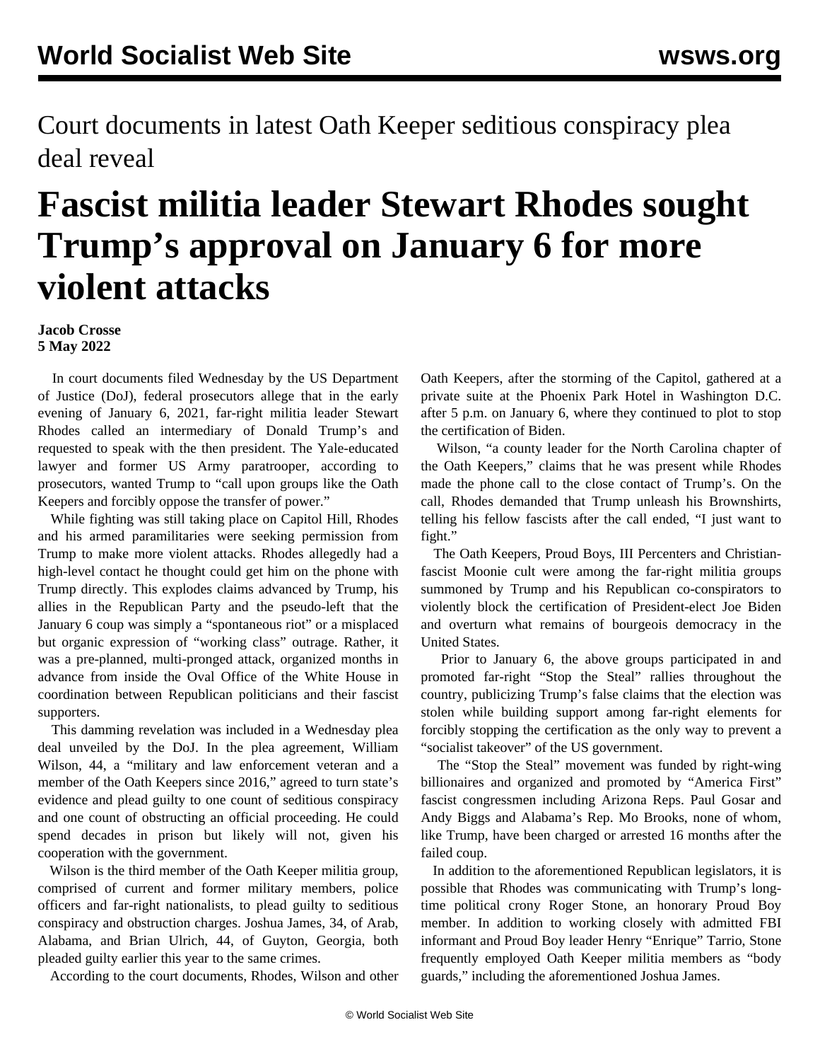Court documents in latest Oath Keeper seditious conspiracy plea deal reveal

# Fascist militia leader Stewart Rhodes sought Trump's approval on January 6 for more violent attacks

**Jacob Crosse**
**5 May 2022**

In court documents filed Wednesday by the US Department of Justice (DoJ), federal prosecutors allege that in the early evening of January 6, 2021, far-right militia leader Stewart Rhodes called an intermediary of Donald Trump's and requested to speak with the then president. The Yale-educated lawyer and former US Army paratrooper, according to prosecutors, wanted Trump to "call upon groups like the Oath Keepers and forcibly oppose the transfer of power."

While fighting was still taking place on Capitol Hill, Rhodes and his armed paramilitaries were seeking permission from Trump to make more violent attacks. Rhodes allegedly had a high-level contact he thought could get him on the phone with Trump directly. This explodes claims advanced by Trump, his allies in the Republican Party and the pseudo-left that the January 6 coup was simply a "spontaneous riot" or a misplaced but organic expression of "working class" outrage. Rather, it was a pre-planned, multi-pronged attack, organized months in advance from inside the Oval Office of the White House in coordination between Republican politicians and their fascist supporters.

This damming revelation was included in a Wednesday plea deal unveiled by the DoJ. In the plea agreement, William Wilson, 44, a "military and law enforcement veteran and a member of the Oath Keepers since 2016," agreed to turn state's evidence and plead guilty to one count of seditious conspiracy and one count of obstructing an official proceeding. He could spend decades in prison but likely will not, given his cooperation with the government.

Wilson is the third member of the Oath Keeper militia group, comprised of current and former military members, police officers and far-right nationalists, to plead guilty to seditious conspiracy and obstruction charges. Joshua James, 34, of Arab, Alabama, and Brian Ulrich, 44, of Guyton, Georgia, both pleaded guilty earlier this year to the same crimes.

According to the court documents, Rhodes, Wilson and other Oath Keepers, after the storming of the Capitol, gathered at a private suite at the Phoenix Park Hotel in Washington D.C. after 5 p.m. on January 6, where they continued to plot to stop the certification of Biden.

Wilson, "a county leader for the North Carolina chapter of the Oath Keepers," claims that he was present while Rhodes made the phone call to the close contact of Trump's. On the call, Rhodes demanded that Trump unleash his Brownshirts, telling his fellow fascists after the call ended, "I just want to fight."

The Oath Keepers, Proud Boys, III Percenters and Christian-fascist Moonie cult were among the far-right militia groups summoned by Trump and his Republican co-conspirators to violently block the certification of President-elect Joe Biden and overturn what remains of bourgeois democracy in the United States.

Prior to January 6, the above groups participated in and promoted far-right "Stop the Steal" rallies throughout the country, publicizing Trump's false claims that the election was stolen while building support among far-right elements for forcibly stopping the certification as the only way to prevent a "socialist takeover" of the US government.

The "Stop the Steal" movement was funded by right-wing billionaires and organized and promoted by "America First" fascist congressmen including Arizona Reps. Paul Gosar and Andy Biggs and Alabama's Rep. Mo Brooks, none of whom, like Trump, have been charged or arrested 16 months after the failed coup.

In addition to the aforementioned Republican legislators, it is possible that Rhodes was communicating with Trump's long-time political crony Roger Stone, an honorary Proud Boy member. In addition to working closely with admitted FBI informant and Proud Boy leader Henry "Enrique" Tarrio, Stone frequently employed Oath Keeper militia members as "body guards," including the aforementioned Joshua James.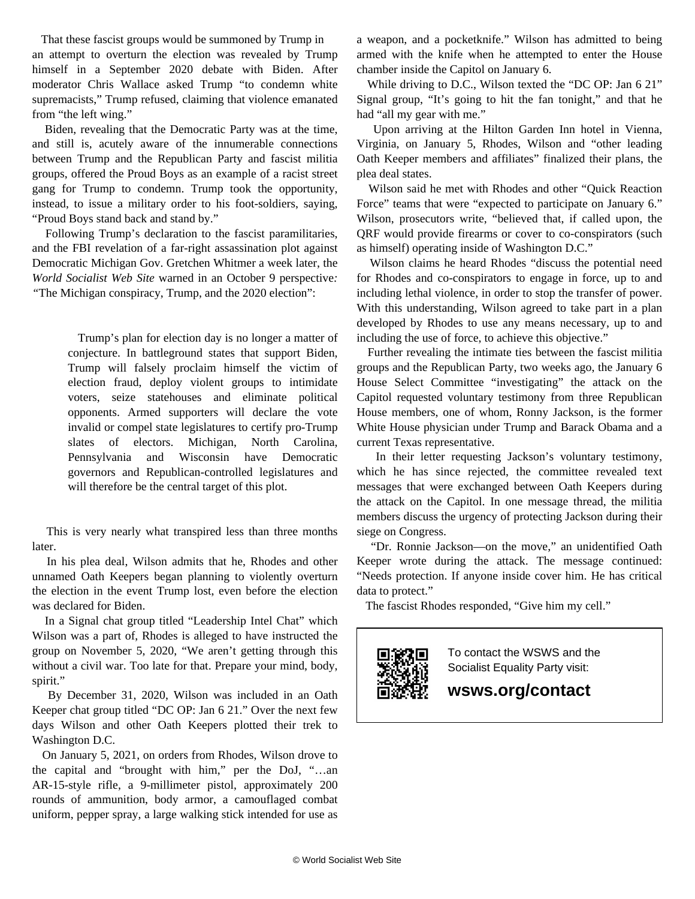That these fascist groups would be summoned by Trump in an attempt to overturn the election was revealed by Trump himself in a September 2020 debate with Biden. After moderator Chris Wallace asked Trump "to condemn white supremacists," Trump refused, claiming that violence emanated from "the left wing."

Biden, revealing that the Democratic Party was at the time, and still is, acutely aware of the innumerable connections between Trump and the Republican Party and fascist militia groups, offered the Proud Boys as an example of a racist street gang for Trump to condemn. Trump took the opportunity, instead, to issue a military order to his foot-soldiers, saying, "Proud Boys stand back and stand by."

Following Trump's declaration to the fascist paramilitaries, and the FBI revelation of a far-right assassination plot against Democratic Michigan Gov. Gretchen Whitmer a week later, the *World Socialist Web Site* warned in an October 9 perspective*:* "The Michigan conspiracy, Trump, and the 2020 election":

> Trump's plan for election day is no longer a matter of conjecture. In battleground states that support Biden, Trump will falsely proclaim himself the victim of election fraud, deploy violent groups to intimidate voters, seize statehouses and eliminate political opponents. Armed supporters will declare the vote invalid or compel state legislatures to certify pro-Trump slates of electors. Michigan, North Carolina, Pennsylvania and Wisconsin have Democratic governors and Republican-controlled legislatures and will therefore be the central target of this plot.

This is very nearly what transpired less than three months later.

In his plea deal, Wilson admits that he, Rhodes and other unnamed Oath Keepers began planning to violently overturn the election in the event Trump lost, even before the election was declared for Biden.

In a Signal chat group titled "Leadership Intel Chat" which Wilson was a part of, Rhodes is alleged to have instructed the group on November 5, 2020, "We aren't getting through this without a civil war. Too late for that. Prepare your mind, body, spirit."

By December 31, 2020, Wilson was included in an Oath Keeper chat group titled "DC OP: Jan 6 21." Over the next few days Wilson and other Oath Keepers plotted their trek to Washington D.C.

On January 5, 2021, on orders from Rhodes, Wilson drove to the capital and "brought with him," per the DoJ, "…an AR-15-style rifle, a 9-millimeter pistol, approximately 200 rounds of ammunition, body armor, a camouflaged combat uniform, pepper spray, a large walking stick intended for use as a weapon, and a pocketknife." Wilson has admitted to being armed with the knife when he attempted to enter the House chamber inside the Capitol on January 6.

While driving to D.C., Wilson texted the "DC OP: Jan 6 21" Signal group, "It's going to hit the fan tonight," and that he had "all my gear with me."

Upon arriving at the Hilton Garden Inn hotel in Vienna, Virginia, on January 5, Rhodes, Wilson and "other leading Oath Keeper members and affiliates" finalized their plans, the plea deal states.

Wilson said he met with Rhodes and other "Quick Reaction Force" teams that were "expected to participate on January 6." Wilson, prosecutors write, "believed that, if called upon, the QRF would provide firearms or cover to co-conspirators (such as himself) operating inside of Washington D.C."

Wilson claims he heard Rhodes "discuss the potential need for Rhodes and co-conspirators to engage in force, up to and including lethal violence, in order to stop the transfer of power. With this understanding, Wilson agreed to take part in a plan developed by Rhodes to use any means necessary, up to and including the use of force, to achieve this objective."

Further revealing the intimate ties between the fascist militia groups and the Republican Party, two weeks ago, the January 6 House Select Committee "investigating" the attack on the Capitol requested voluntary testimony from three Republican House members, one of whom, Ronny Jackson, is the former White House physician under Trump and Barack Obama and a current Texas representative.

In their letter requesting Jackson's voluntary testimony, which he has since rejected, the committee revealed text messages that were exchanged between Oath Keepers during the attack on the Capitol. In one message thread, the militia members discuss the urgency of protecting Jackson during their siege on Congress.

"Dr. Ronnie Jackson—on the move," an unidentified Oath Keeper wrote during the attack. The message continued: "Needs protection. If anyone inside cover him. He has critical data to protect."

The fascist Rhodes responded, "Give him my cell."

To contact the WSWS and the Socialist Equality Party visit:

**wsws.org/contact**